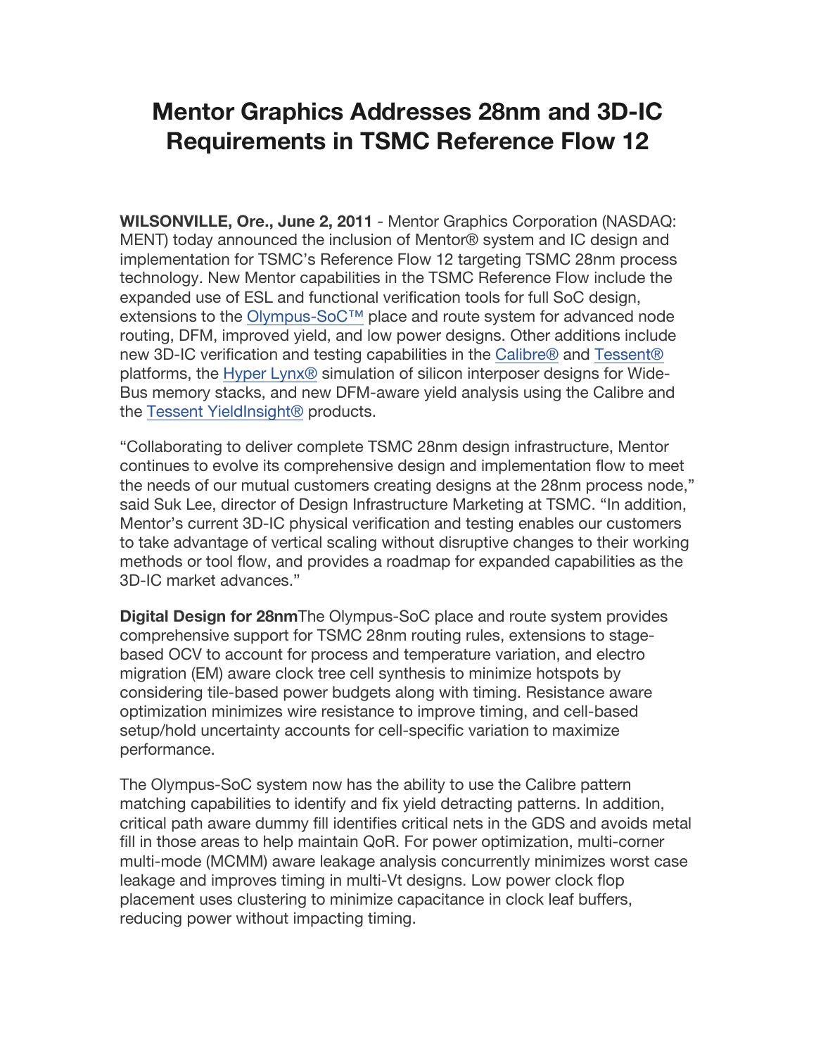# Mentor Graphics Addresses 28nm and 3D-IC Requirements in TSMC Reference Flow 12

**WILSONVILLE, Ore., June 2, 2011** - Mentor Graphics Corporation (NASDAQ: MENT) today announced the inclusion of Mentor® system and IC design and implementation for TSMC's Reference Flow 12 targeting TSMC 28nm process technology. New Mentor capabilities in the TSMC Reference Flow include the expanded use of ESL and functional verification tools for full SoC design, extensions to the Olympus-SoC™ place and route system for advanced node routing, DFM, improved yield, and low power designs. Other additions include new 3D-IC verification and testing capabilities in the Calibre® and Tessent® platforms, the Hyper Lynx® simulation of silicon interposer designs for Wide-Bus memory stacks, and new DFM-aware yield analysis using the Calibre and the Tessent YieldInsight® products.

"Collaborating to deliver complete TSMC 28nm design infrastructure, Mentor continues to evolve its comprehensive design and implementation flow to meet the needs of our mutual customers creating designs at the 28nm process node," said Suk Lee, director of Design Infrastructure Marketing at TSMC. "In addition, Mentor's current 3D-IC physical verification and testing enables our customers to take advantage of vertical scaling without disruptive changes to their working methods or tool flow, and provides a roadmap for expanded capabilities as the 3D-IC market advances."

**Digital Design for 28nm**The Olympus-SoC place and route system provides comprehensive support for TSMC 28nm routing rules, extensions to stage-based OCV to account for process and temperature variation, and electro migration (EM) aware clock tree cell synthesis to minimize hotspots by considering tile-based power budgets along with timing. Resistance aware optimization minimizes wire resistance to improve timing, and cell-based setup/hold uncertainty accounts for cell-specific variation to maximize performance.

The Olympus-SoC system now has the ability to use the Calibre pattern matching capabilities to identify and fix yield detracting patterns. In addition, critical path aware dummy fill identifies critical nets in the GDS and avoids metal fill in those areas to help maintain QoR. For power optimization, multi-corner multi-mode (MCMM) aware leakage analysis concurrently minimizes worst case leakage and improves timing in multi-Vt designs. Low power clock flop placement uses clustering to minimize capacitance in clock leaf buffers, reducing power without impacting timing.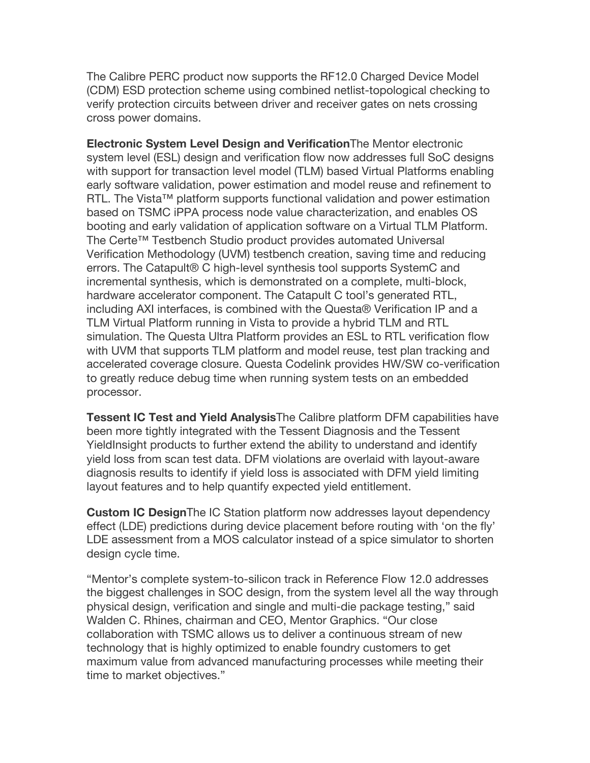The Calibre PERC product now supports the RF12.0 Charged Device Model (CDM) ESD protection scheme using combined netlist-topological checking to verify protection circuits between driver and receiver gates on nets crossing cross power domains.

**Electronic System Level Design and Verification**The Mentor electronic system level (ESL) design and verification flow now addresses full SoC designs with support for transaction level model (TLM) based Virtual Platforms enabling early software validation, power estimation and model reuse and refinement to RTL. The Vista™ platform supports functional validation and power estimation based on TSMC iPPA process node value characterization, and enables OS booting and early validation of application software on a Virtual TLM Platform. The Certe™ Testbench Studio product provides automated Universal Verification Methodology (UVM) testbench creation, saving time and reducing errors. The Catapult® C high-level synthesis tool supports SystemC and incremental synthesis, which is demonstrated on a complete, multi-block, hardware accelerator component. The Catapult C tool's generated RTL, including AXI interfaces, is combined with the Questa® Verification IP and a TLM Virtual Platform running in Vista to provide a hybrid TLM and RTL simulation. The Questa Ultra Platform provides an ESL to RTL verification flow with UVM that supports TLM platform and model reuse, test plan tracking and accelerated coverage closure. Questa Codelink provides HW/SW co-verification to greatly reduce debug time when running system tests on an embedded processor.

**Tessent IC Test and Yield Analysis**The Calibre platform DFM capabilities have been more tightly integrated with the Tessent Diagnosis and the Tessent YieldInsight products to further extend the ability to understand and identify yield loss from scan test data. DFM violations are overlaid with layout-aware diagnosis results to identify if yield loss is associated with DFM yield limiting layout features and to help quantify expected yield entitlement.

**Custom IC Design**The IC Station platform now addresses layout dependency effect (LDE) predictions during device placement before routing with 'on the fly' LDE assessment from a MOS calculator instead of a spice simulator to shorten design cycle time.

"Mentor's complete system-to-silicon track in Reference Flow 12.0 addresses the biggest challenges in SOC design, from the system level all the way through physical design, verification and single and multi-die package testing," said Walden C. Rhines, chairman and CEO, Mentor Graphics. "Our close collaboration with TSMC allows us to deliver a continuous stream of new technology that is highly optimized to enable foundry customers to get maximum value from advanced manufacturing processes while meeting their time to market objectives."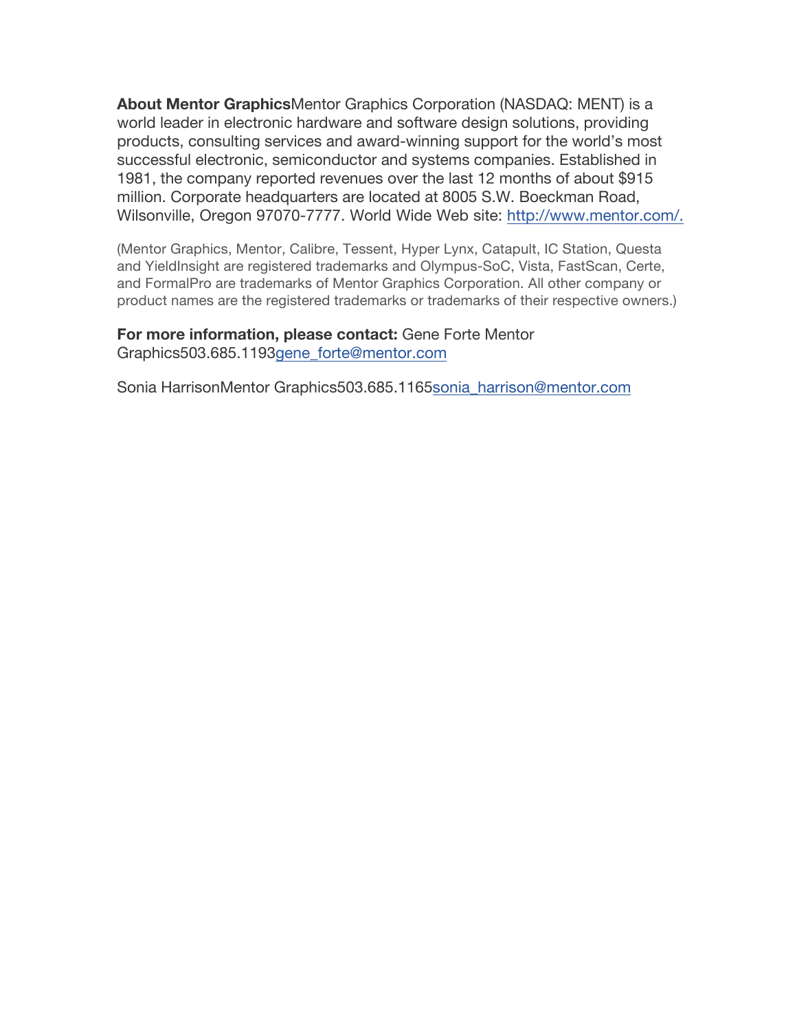**About Mentor Graphics**Mentor Graphics Corporation (NASDAQ: MENT) is a world leader in electronic hardware and software design solutions, providing products, consulting services and award-winning support for the world's most successful electronic, semiconductor and systems companies. Established in 1981, the company reported revenues over the last 12 months of about $915 million. Corporate headquarters are located at 8005 S.W. Boeckman Road, Wilsonville, Oregon 97070-7777. World Wide Web site: http://www.mentor.com/.

(Mentor Graphics, Mentor, Calibre, Tessent, Hyper Lynx, Catapult, IC Station, Questa and YieldInsight are registered trademarks and Olympus-SoC, Vista, FastScan, Certe, and FormalPro are trademarks of Mentor Graphics Corporation. All other company or product names are the registered trademarks or trademarks of their respective owners.)

**For more information, please contact:** Gene Forte Mentor Graphics503.685.1193gene_forte@mentor.com

Sonia HarrisonMentor Graphics503.685.1165sonia_harrison@mentor.com